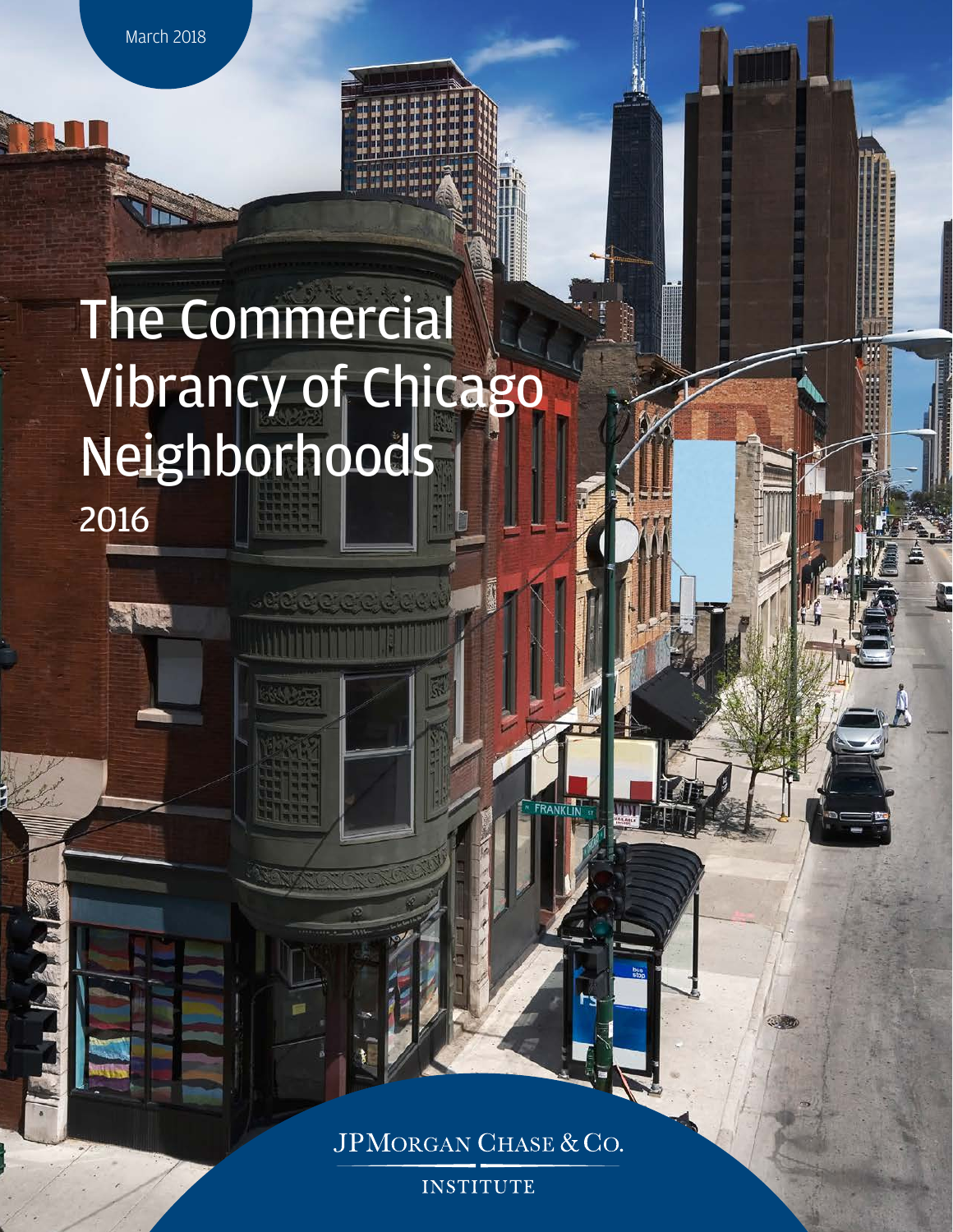March 2018

# The Commercial Vibrancy of Chicago Neighborhoods

## 2016

JPMORGAN CHASE & CO.

INSTITUTE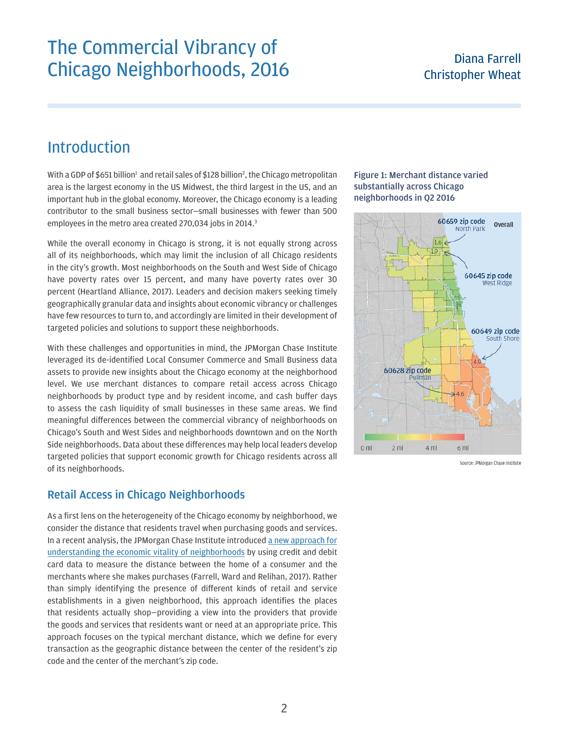// The Commercial Vibrancy of Chicago Neighborhoods, 2016

Diana Farrell
Christopher Wheat

## Introduction

With a GDP of $651 billion[1] and retail sales of $128 billion[2], the Chicago metropolitan area is the largest economy in the US Midwest, the third largest in the US, and an important hub in the global economy. Moreover, the Chicago economy is a leading contributor to the small business sector—small businesses with fewer than 500 employees in the metro area created 270,034 jobs in 2014.[3]

While the overall economy in Chicago is strong, it is not equally strong across all of its neighborhoods, which may limit the inclusion of all Chicago residents in the city's growth. Most neighborhoods on the South and West Side of Chicago have poverty rates over 15 percent, and many have poverty rates over 30 percent (Heartland Alliance, 2017). Leaders and decision makers seeking timely geographically granular data and insights about economic vibrancy or challenges have few resources to turn to, and accordingly are limited in their development of targeted policies and solutions to support these neighborhoods.

With these challenges and opportunities in mind, the JPMorgan Chase Institute leveraged its de-identified Local Consumer Commerce and Small Business data assets to provide new insights about the Chicago economy at the neighborhood level. We use merchant distances to compare retail access across Chicago neighborhoods by product type and by resident income, and cash buffer days to assess the cash liquidity of small businesses in these same areas. We find meaningful differences between the commercial vibrancy of neighborhoods on Chicago's South and West Sides and neighborhoods downtown and on the North Side neighborhoods. Data about these differences may help local leaders develop targeted policies that support economic growth for Chicago residents across all of its neighborhoods.

**Figure 1: Merchant distance varied substantially across Chicago neighborhoods in Q2 2016**

Overall

60659 zip code, North Park: 1.6
60645 zip code, West Ridge: 1.9
60649 zip code, South Shore: 4.9
60628 zip code, Pullman: 4.6

0 mi | 2 mi | 4 mi | 6 mi

Source: JPMorgan Chase Institute

### Retail Access in Chicago Neighborhoods

As a first lens on the heterogeneity of the Chicago economy by neighborhood, we consider the distance that residents travel when purchasing goods and services. In a recent analysis, the JPMorgan Chase Institute introduced a new approach for understanding the economic vitality of neighborhoods by using credit and debit card data to measure the distance between the home of a consumer and the merchants where she makes purchases (Farrell, Ward and Relihan, 2017). Rather than simply identifying the presence of different kinds of retail and service establishments in a given neighborhood, this approach identifies the places that residents actually shop—providing a view into the providers that provide the goods and services that residents want or need at an appropriate price. This approach focuses on the typical merchant distance, which we define for every transaction as the geographic distance between the center of the resident's zip code and the center of the merchant's zip code.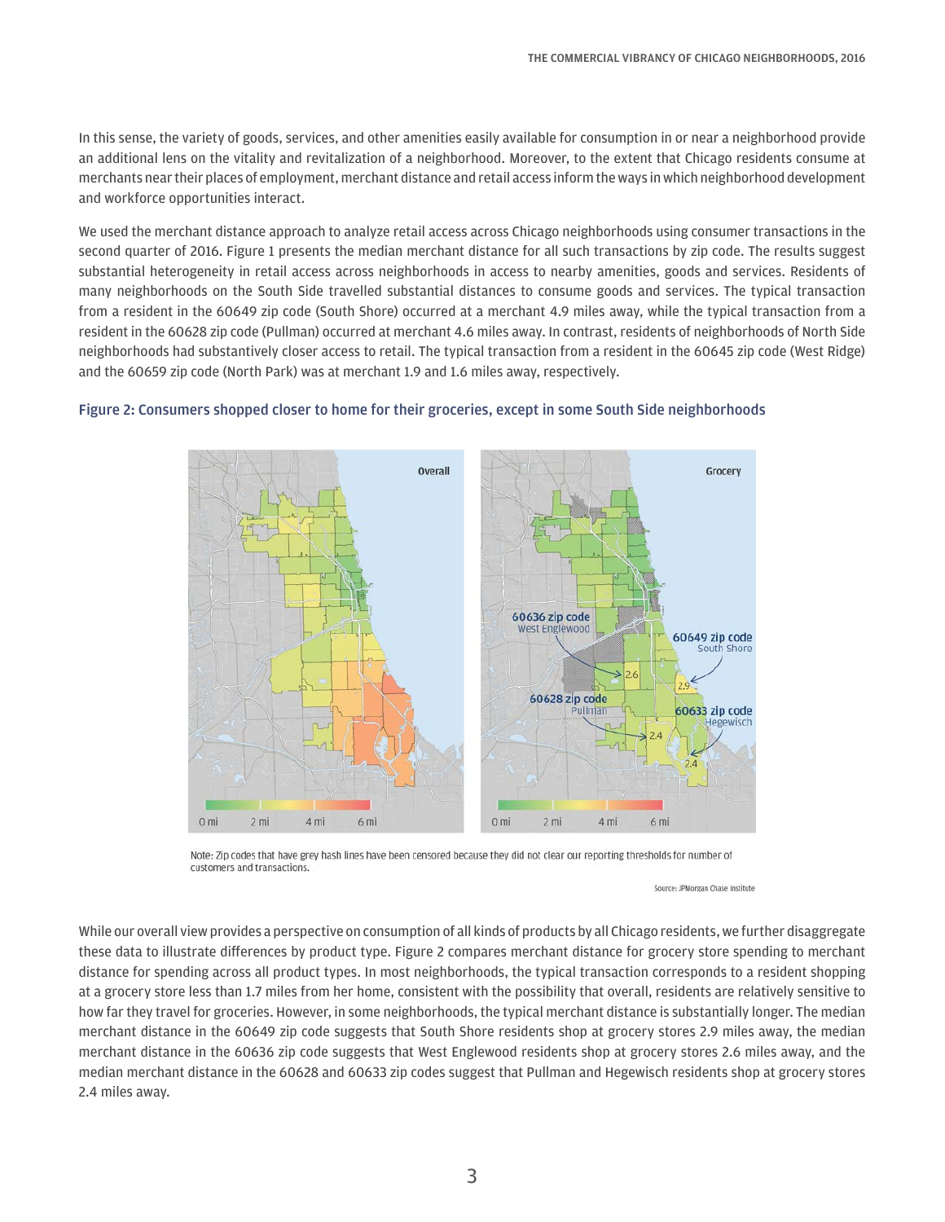In this sense, the variety of goods, services, and other amenities easily available for consumption in or near a neighborhood provide an additional lens on the vitality and revitalization of a neighborhood. Moreover, to the extent that Chicago residents consume at merchants near their places of employment, merchant distance and retail access inform the ways in which neighborhood development and workforce opportunities interact.

We used the merchant distance approach to analyze retail access across Chicago neighborhoods using consumer transactions in the second quarter of 2016. Figure 1 presents the median merchant distance for all such transactions by zip code. The results suggest substantial heterogeneity in retail access across neighborhoods in access to nearby amenities, goods and services. Residents of many neighborhoods on the South Side travelled substantial distances to consume goods and services. The typical transaction from a resident in the 60649 zip code (South Shore) occurred at a merchant 4.9 miles away, while the typical transaction from a resident in the 60628 zip code (Pullman) occurred at merchant 4.6 miles away. In contrast, residents of neighborhoods of North Side neighborhoods had substantively closer access to retail. The typical transaction from a resident in the 60645 zip code (West Ridge) and the 60659 zip code (North Park) was at merchant 1.9 and 1.6 miles away, respectively.

**Figure 2: Consumers shopped closer to home for their groceries, except in some South Side neighborhoods**

Note: Zip codes that have grey hash lines have been censored because they did not clear our reporting thresholds for number of customers and transactions.

Source: JPMorgan Chase Institute

While our overall view provides a perspective on consumption of all kinds of products by all Chicago residents, we further disaggregate these data to illustrate differences by product type. Figure 2 compares merchant distance for grocery store spending to merchant distance for spending across all product types. In most neighborhoods, the typical transaction corresponds to a resident shopping at a grocery store less than 1.7 miles from her home, consistent with the possibility that overall, residents are relatively sensitive to how far they travel for groceries. However, in some neighborhoods, the typical merchant distance is substantially longer. The median merchant distance in the 60649 zip code suggests that South Shore residents shop at grocery stores 2.9 miles away, the median merchant distance in the 60636 zip code suggests that West Englewood residents shop at grocery stores 2.6 miles away, and the median merchant distance in the 60628 and 60633 zip codes suggest that Pullman and Hegewisch residents shop at grocery stores 2.4 miles away.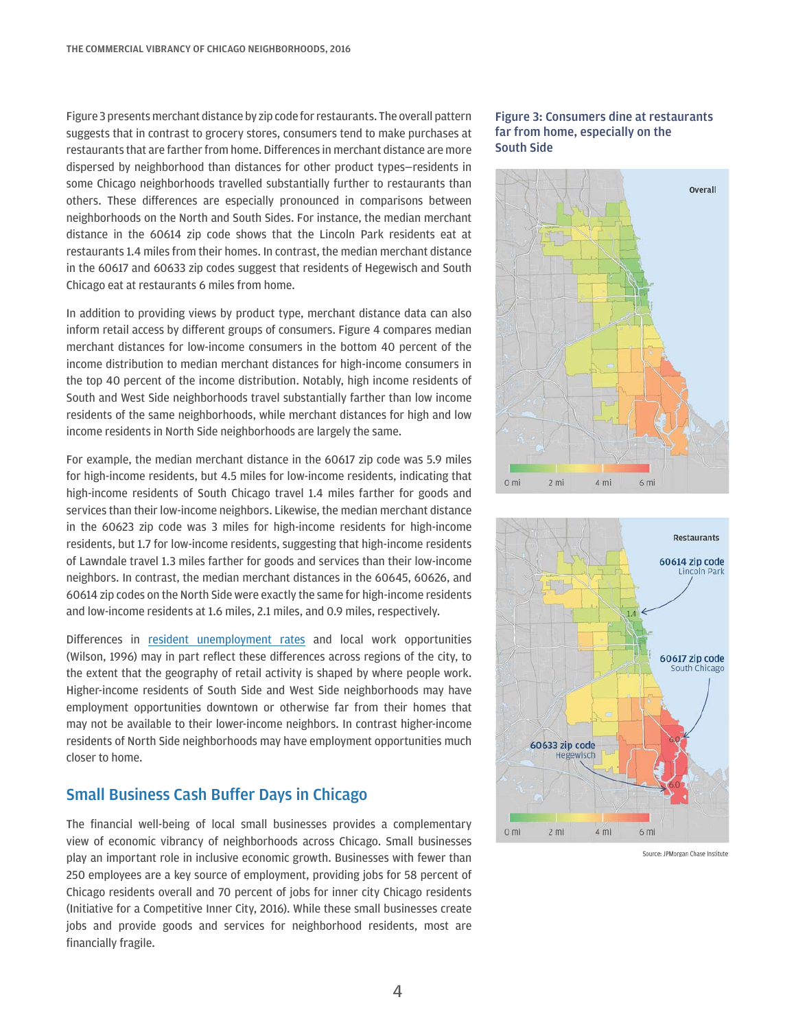Figure 3 presents merchant distance by zip code for restaurants. The overall pattern suggests that in contrast to grocery stores, consumers tend to make purchases at restaurants that are farther from home. Differences in merchant distance are more dispersed by neighborhood than distances for other product types—residents in some Chicago neighborhoods travelled substantially further to restaurants than others. These differences are especially pronounced in comparisons between neighborhoods on the North and South Sides. For instance, the median merchant distance in the 60614 zip code shows that the Lincoln Park residents eat at restaurants 1.4 miles from their homes. In contrast, the median merchant distance in the 60617 and 60633 zip codes suggest that residents of Hegewisch and South Chicago eat at restaurants 6 miles from home.

In addition to providing views by product type, merchant distance data can also inform retail access by different groups of consumers. Figure 4 compares median merchant distances for low-income consumers in the bottom 40 percent of the income distribution to median merchant distances for high-income consumers in the top 40 percent of the income distribution. Notably, high income residents of South and West Side neighborhoods travel substantially farther than low income residents of the same neighborhoods, while merchant distances for high and low income residents in North Side neighborhoods are largely the same.

For example, the median merchant distance in the 60617 zip code was 5.9 miles for high-income residents, but 4.5 miles for low-income residents, indicating that high-income residents of South Chicago travel 1.4 miles farther for goods and services than their low-income neighbors. Likewise, the median merchant distance in the 60623 zip code was 3 miles for high-income residents for high-income residents, but 1.7 for low-income residents, suggesting that high-income residents of Lawndale travel 1.3 miles farther for goods and services than their low-income neighbors. In contrast, the median merchant distances in the 60645, 60626, and 60614 zip codes on the North Side were exactly the same for high-income residents and low-income residents at 1.6 miles, 2.1 miles, and 0.9 miles, respectively.

Differences in resident unemployment rates and local work opportunities (Wilson, 1996) may in part reflect these differences across regions of the city, to the extent that the geography of retail activity is shaped by where people work. Higher-income residents of South Side and West Side neighborhoods may have employment opportunities downtown or otherwise far from their homes that may not be available to their lower-income neighbors. In contrast higher-income residents of North Side neighborhoods may have employment opportunities much closer to home.

## Small Business Cash Buffer Days in Chicago

The financial well-being of local small businesses provides a complementary view of economic vibrancy of neighborhoods across Chicago. Small businesses play an important role in inclusive economic growth. Businesses with fewer than 250 employees are a key source of employment, providing jobs for 58 percent of Chicago residents overall and 70 percent of jobs for inner city Chicago residents (Initiative for a Competitive Inner City, 2016). While these small businesses create jobs and provide goods and services for neighborhood residents, most are financially fragile.

**Figure 3: Consumers dine at restaurants far from home, especially on the South Side**

Overall

0 mi 2 mi 4 mi 6 mi

Restaurants

60614 zip code Lincoln Park 1.4

60617 zip code South Chicago 6.0

60633 zip code Hegewisch 6.0

0 mi 2 mi 4 mi 6 mi

Source: JPMorgan Chase Institute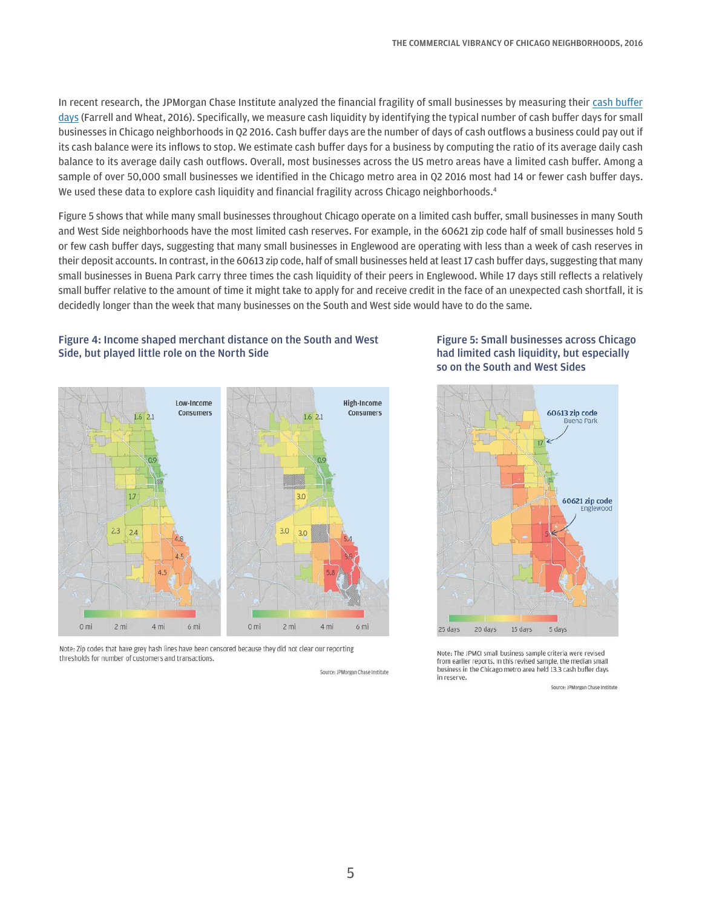In recent research, the JPMorgan Chase Institute analyzed the financial fragility of small businesses by measuring their cash buffer days (Farrell and Wheat, 2016). Specifically, we measure cash liquidity by identifying the typical number of cash buffer days for small businesses in Chicago neighborhoods in Q2 2016. Cash buffer days are the number of days of cash outflows a business could pay out if its cash balance were its inflows to stop. We estimate cash buffer days for a business by computing the ratio of its average daily cash balance to its average daily cash outflows. Overall, most businesses across the US metro areas have a limited cash buffer. Among a sample of over 50,000 small businesses we identified in the Chicago metro area in Q2 2016 most had 14 or fewer cash buffer days. We used these data to explore cash liquidity and financial fragility across Chicago neighborhoods.[4]

Figure 5 shows that while many small businesses throughout Chicago operate on a limited cash buffer, small businesses in many South and West Side neighborhoods have the most limited cash reserves. For example, in the 60621 zip code half of small businesses hold 5 or few cash buffer days, suggesting that many small businesses in Englewood are operating with less than a week of cash reserves in their deposit accounts. In contrast, in the 60613 zip code, half of small businesses held at least 17 cash buffer days, suggesting that many small businesses in Buena Park carry three times the cash liquidity of their peers in Englewood. While 17 days still reflects a relatively small buffer relative to the amount of time it might take to apply for and receive credit in the face of an unexpected cash shortfall, it is decidedly longer than the week that many businesses on the South and West side would have to do the same.

**Figure 4: Income shaped merchant distance on the South and West Side, but played little role on the North Side**

Note: Zip codes that have grey hash lines have been censored because they did not clear our reporting thresholds for number of customers and transactions.

Source: JPMorgan Chase Institute

**Figure 5: Small businesses across Chicago had limited cash liquidity, but especially so on the South and West Sides**

Note: The JPMCI small business sample criteria were revised from earlier reports. In this revised sample, the median small business in the Chicago metro area held 13.3 cash buffer days in reserve.

Source: JPMorgan Chase Institute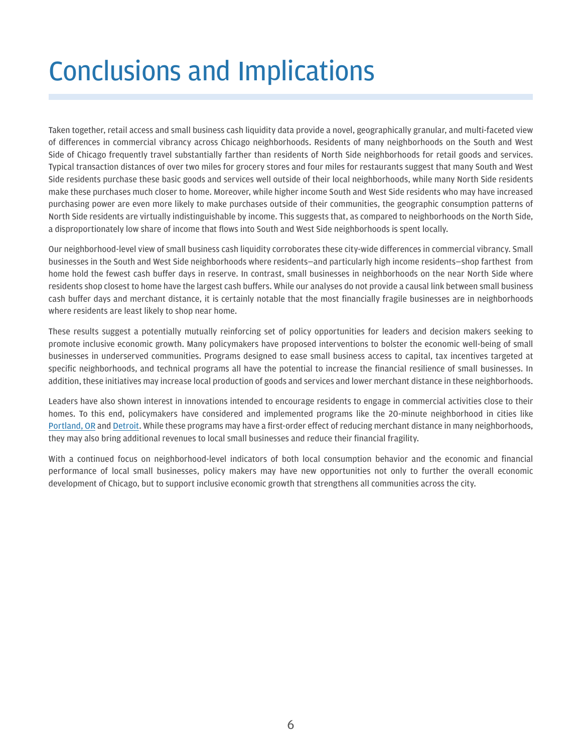# Conclusions and Implications

Taken together, retail access and small business cash liquidity data provide a novel, geographically granular, and multi-faceted view of differences in commercial vibrancy across Chicago neighborhoods. Residents of many neighborhoods on the South and West Side of Chicago frequently travel substantially farther than residents of North Side neighborhoods for retail goods and services. Typical transaction distances of over two miles for grocery stores and four miles for restaurants suggest that many South and West Side residents purchase these basic goods and services well outside of their local neighborhoods, while many North Side residents make these purchases much closer to home. Moreover, while higher income South and West Side residents who may have increased purchasing power are even more likely to make purchases outside of their communities, the geographic consumption patterns of North Side residents are virtually indistinguishable by income. This suggests that, as compared to neighborhoods on the North Side, a disproportionately low share of income that flows into South and West Side neighborhoods is spent locally.

Our neighborhood-level view of small business cash liquidity corroborates these city-wide differences in commercial vibrancy. Small businesses in the South and West Side neighborhoods where residents—and particularly high income residents—shop farthest from home hold the fewest cash buffer days in reserve. In contrast, small businesses in neighborhoods on the near North Side where residents shop closest to home have the largest cash buffers. While our analyses do not provide a causal link between small business cash buffer days and merchant distance, it is certainly notable that the most financially fragile businesses are in neighborhoods where residents are least likely to shop near home.

These results suggest a potentially mutually reinforcing set of policy opportunities for leaders and decision makers seeking to promote inclusive economic growth. Many policymakers have proposed interventions to bolster the economic well-being of small businesses in underserved communities. Programs designed to ease small business access to capital, tax incentives targeted at specific neighborhoods, and technical programs all have the potential to increase the financial resilience of small businesses. In addition, these initiatives may increase local production of goods and services and lower merchant distance in these neighborhoods.

Leaders have also shown interest in innovations intended to encourage residents to engage in commercial activities close to their homes. To this end, policymakers have considered and implemented programs like the 20-minute neighborhood in cities like Portland, OR and Detroit. While these programs may have a first-order effect of reducing merchant distance in many neighborhoods, they may also bring additional revenues to local small businesses and reduce their financial fragility.

With a continued focus on neighborhood-level indicators of both local consumption behavior and the economic and financial performance of local small businesses, policy makers may have new opportunities not only to further the overall economic development of Chicago, but to support inclusive economic growth that strengthens all communities across the city.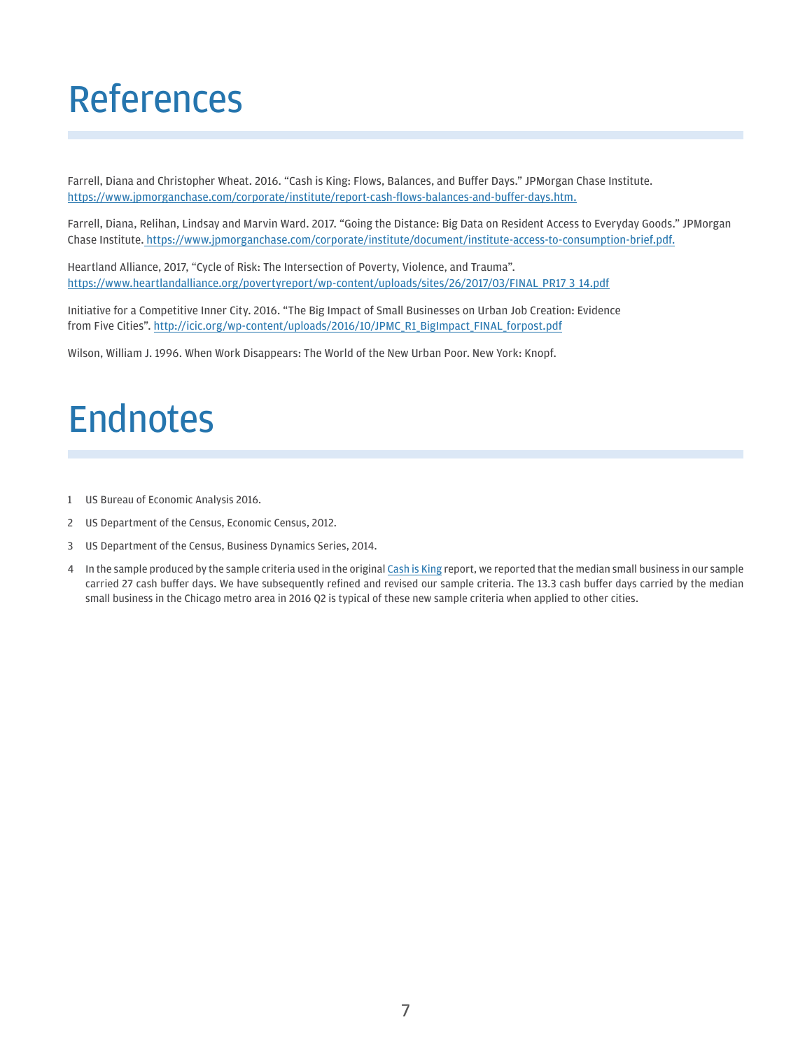# References

Farrell, Diana and Christopher Wheat. 2016. "Cash is King: Flows, Balances, and Buffer Days." JPMorgan Chase Institute. https://www.jpmorganchase.com/corporate/institute/report-cash-flows-balances-and-buffer-days.htm.

Farrell, Diana, Relihan, Lindsay and Marvin Ward. 2017. "Going the Distance: Big Data on Resident Access to Everyday Goods." JPMorgan Chase Institute. https://www.jpmorganchase.com/corporate/institute/document/institute-access-to-consumption-brief.pdf.

Heartland Alliance, 2017, "Cycle of Risk: The Intersection of Poverty, Violence, and Trauma". https://www.heartlandalliance.org/povertyreport/wp-content/uploads/sites/26/2017/03/FINAL_PR17_3_14.pdf

Initiative for a Competitive Inner City. 2016. "The Big Impact of Small Businesses on Urban Job Creation: Evidence from Five Cities". http://icic.org/wp-content/uploads/2016/10/JPMC_R1_BigImpact_FINAL_forpost.pdf

Wilson, William J. 1996. When Work Disappears: The World of the New Urban Poor. New York: Knopf.

# Endnotes

1 US Bureau of Economic Analysis 2016.

2 US Department of the Census, Economic Census, 2012.

3 US Department of the Census, Business Dynamics Series, 2014.

4 In the sample produced by the sample criteria used in the original Cash is King report, we reported that the median small business in our sample carried 27 cash buffer days. We have subsequently refined and revised our sample criteria. The 13.3 cash buffer days carried by the median small business in the Chicago metro area in 2016 Q2 is typical of these new sample criteria when applied to other cities.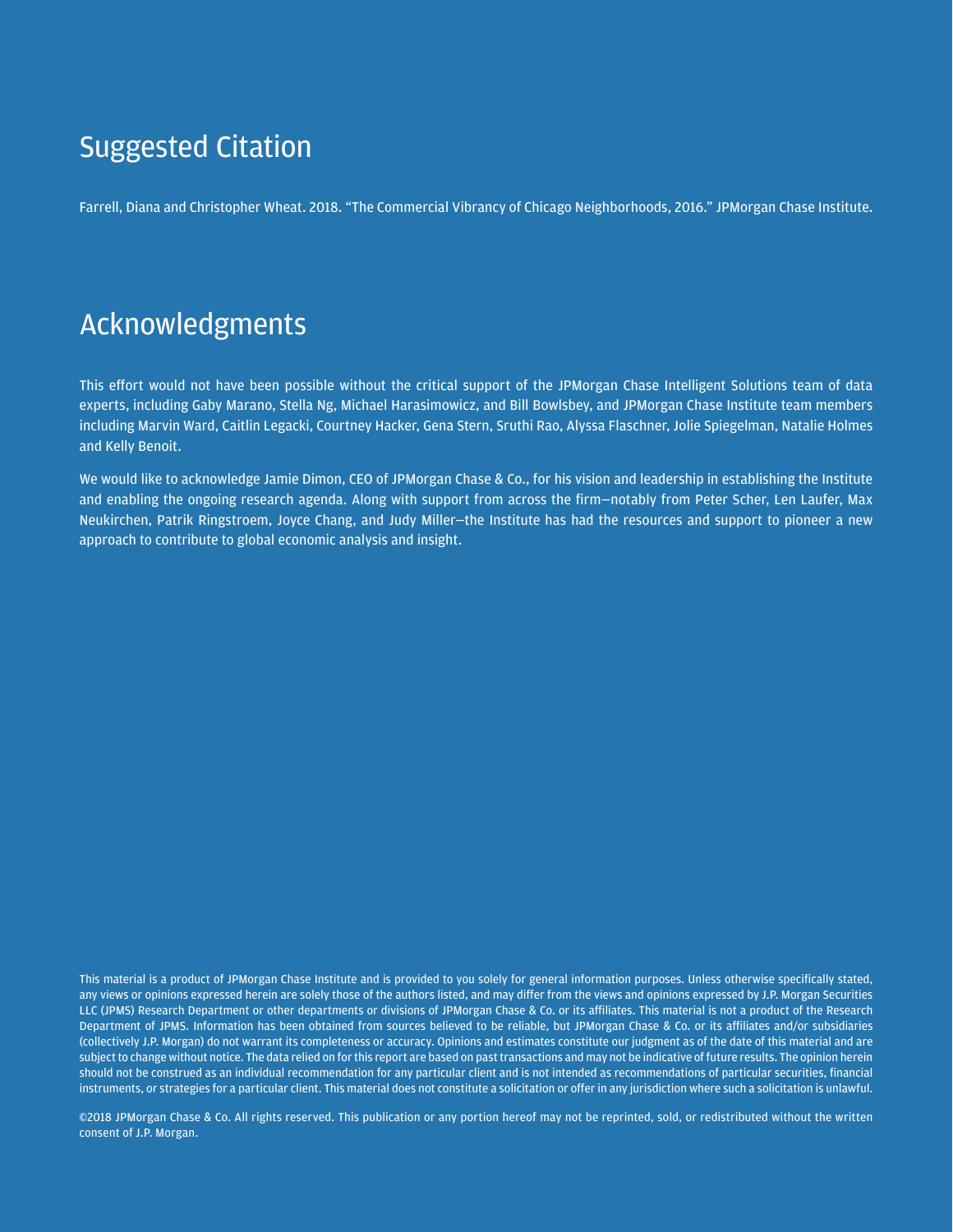## Suggested Citation

Farrell, Diana and Christopher Wheat. 2018. "The Commercial Vibrancy of Chicago Neighborhoods, 2016." JPMorgan Chase Institute.

## Acknowledgments

This effort would not have been possible without the critical support of the JPMorgan Chase Intelligent Solutions team of data experts, including Gaby Marano, Stella Ng, Michael Harasimowicz, and Bill Bowlsbey, and JPMorgan Chase Institute team members including Marvin Ward, Caitlin Legacki, Courtney Hacker, Gena Stern, Sruthi Rao, Alyssa Flaschner, Jolie Spiegelman, Natalie Holmes and Kelly Benoit.

We would like to acknowledge Jamie Dimon, CEO of JPMorgan Chase & Co., for his vision and leadership in establishing the Institute and enabling the ongoing research agenda. Along with support from across the firm—notably from Peter Scher, Len Laufer, Max Neukirchen, Patrik Ringstroem, Joyce Chang, and Judy Miller—the Institute has had the resources and support to pioneer a new approach to contribute to global economic analysis and insight.

This material is a product of JPMorgan Chase Institute and is provided to you solely for general information purposes. Unless otherwise specifically stated, any views or opinions expressed herein are solely those of the authors listed, and may differ from the views and opinions expressed by J.P. Morgan Securities LLC (JPMS) Research Department or other departments or divisions of JPMorgan Chase & Co. or its affiliates. This material is not a product of the Research Department of JPMS. Information has been obtained from sources believed to be reliable, but JPMorgan Chase & Co. or its affiliates and/or subsidiaries (collectively J.P. Morgan) do not warrant its completeness or accuracy. Opinions and estimates constitute our judgment as of the date of this material and are subject to change without notice. The data relied on for this report are based on past transactions and may not be indicative of future results. The opinion herein should not be construed as an individual recommendation for any particular client and is not intended as recommendations of particular securities, financial instruments, or strategies for a particular client. This material does not constitute a solicitation or offer in any jurisdiction where such a solicitation is unlawful.

©2018 JPMorgan Chase & Co. All rights reserved. This publication or any portion hereof may not be reprinted, sold, or redistributed without the written consent of J.P. Morgan.